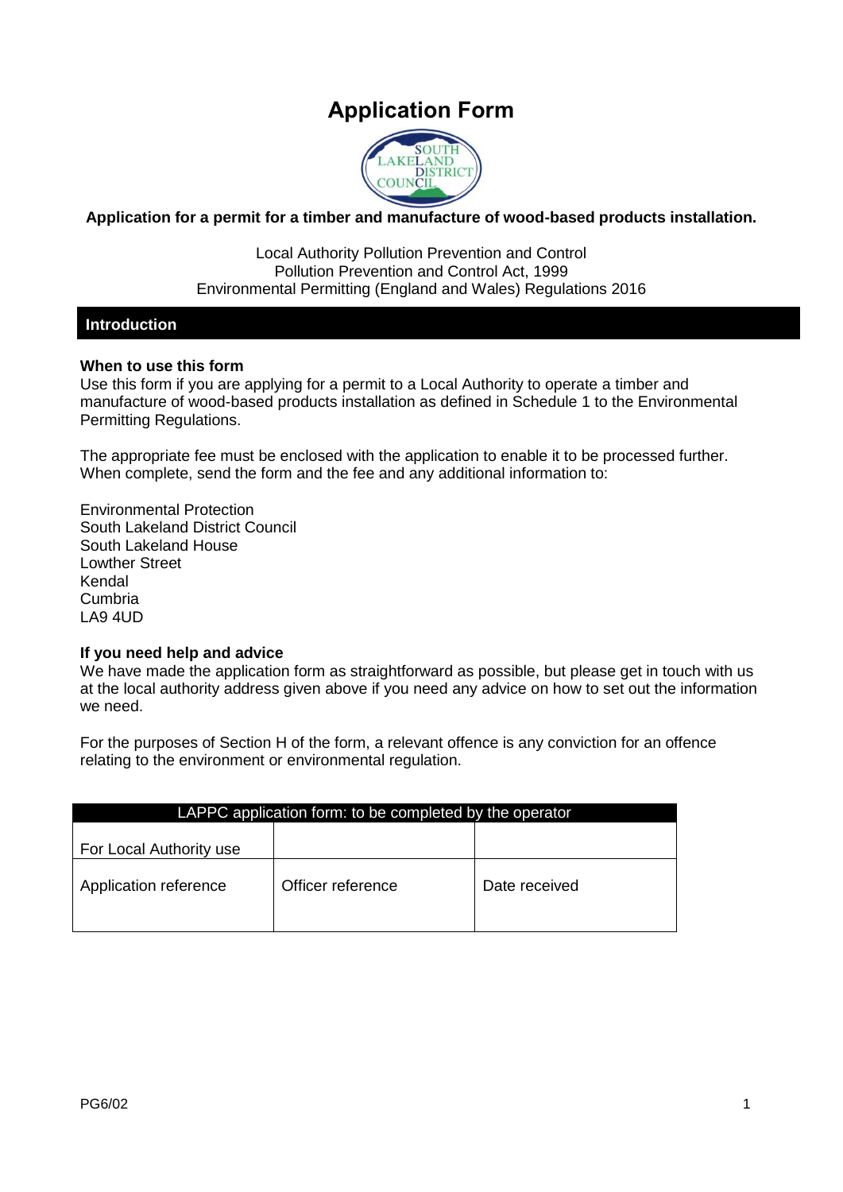# Application Form

**Application for a permit for a timber and manufacture of wood-based products installation.**

Local Authority Pollution Prevention and Control
Pollution Prevention and Control Act, 1999
Environmental Permitting (England and Wales) Regulations 2016

## Introduction

**When to use this form**
Use this form if you are applying for a permit to a Local Authority to operate a timber and manufacture of wood-based products installation as defined in Schedule 1 to the Environmental Permitting Regulations.

The appropriate fee must be enclosed with the application to enable it to be processed further. When complete, send the form and the fee and any additional information to:

Environmental Protection
South Lakeland District Council
South Lakeland House
Lowther Street
Kendal
Cumbria
LA9 4UD

**If you need help and advice**
We have made the application form as straightforward as possible, but please get in touch with us at the local authority address given above if you need any advice on how to set out the information we need.

For the purposes of Section H of the form, a relevant offence is any conviction for an offence relating to the environment or environmental regulation.

| LAPPC application form: to be completed by the operator | | |
|---|---|---|
| For Local Authority use | | |
| Application reference | Officer reference | Date received |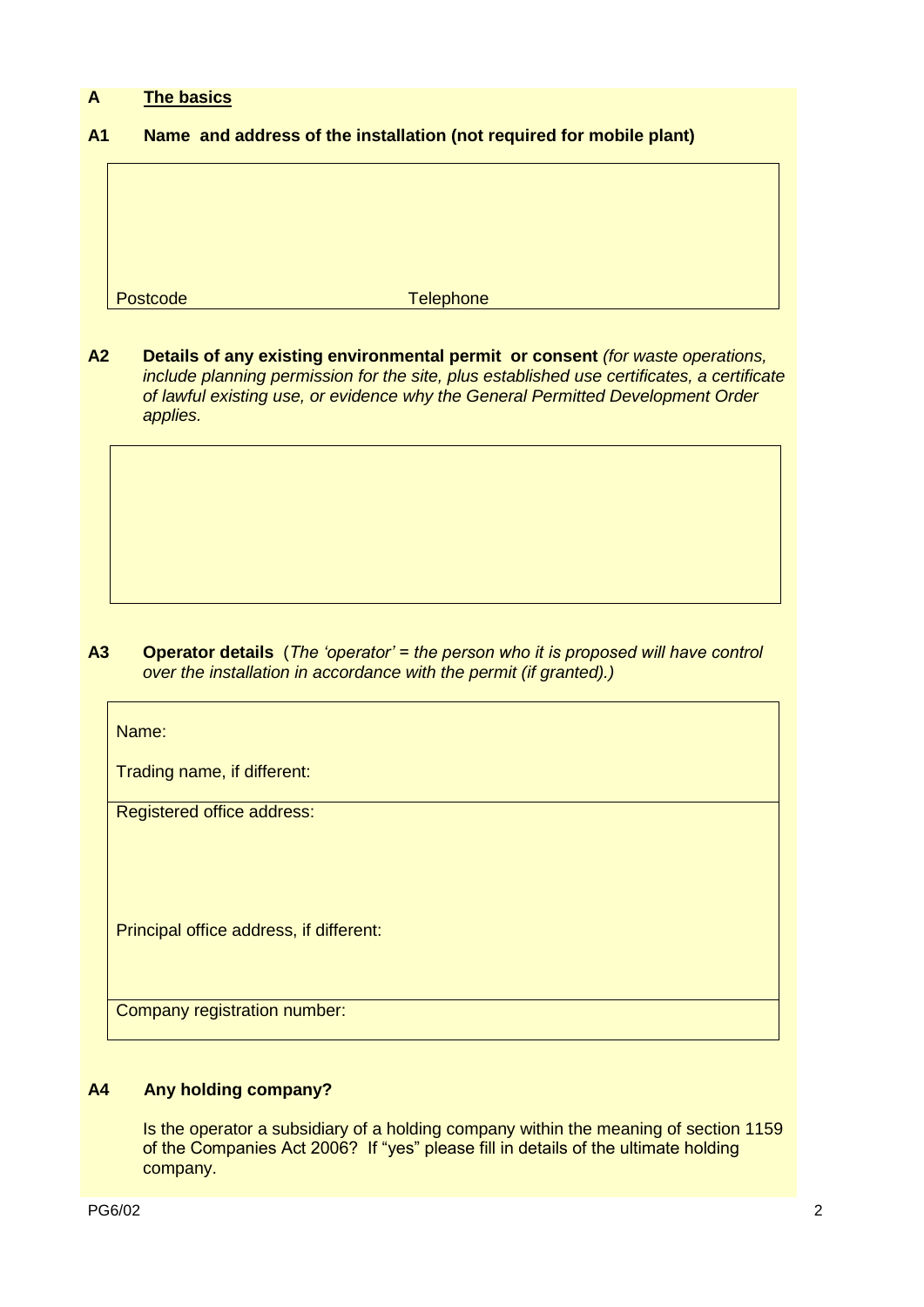## A The basics

### A1 Name and address of the installation (not required for mobile plant)

| |
|---|
| Postcode Telephone |

### A2 Details of any existing environmental permit or consent *(for waste operations, include planning permission for the site, plus established use certificates, a certificate of lawful existing use, or evidence why the General Permitted Development Order applies.*

| |
|---|
| |

### A3 Operator details (*The 'operator' = the person who it is proposed will have control over the installation in accordance with the permit (if granted).)*

| |
|---|
| Name:<br><br>Trading name, if different: |
| Registered office address:<br><br><br><br>Principal office address, if different: |
| Company registration number: |

### A4 Any holding company?

Is the operator a subsidiary of a holding company within the meaning of section 1159 of the Companies Act 2006? If "yes" please fill in details of the ultimate holding company.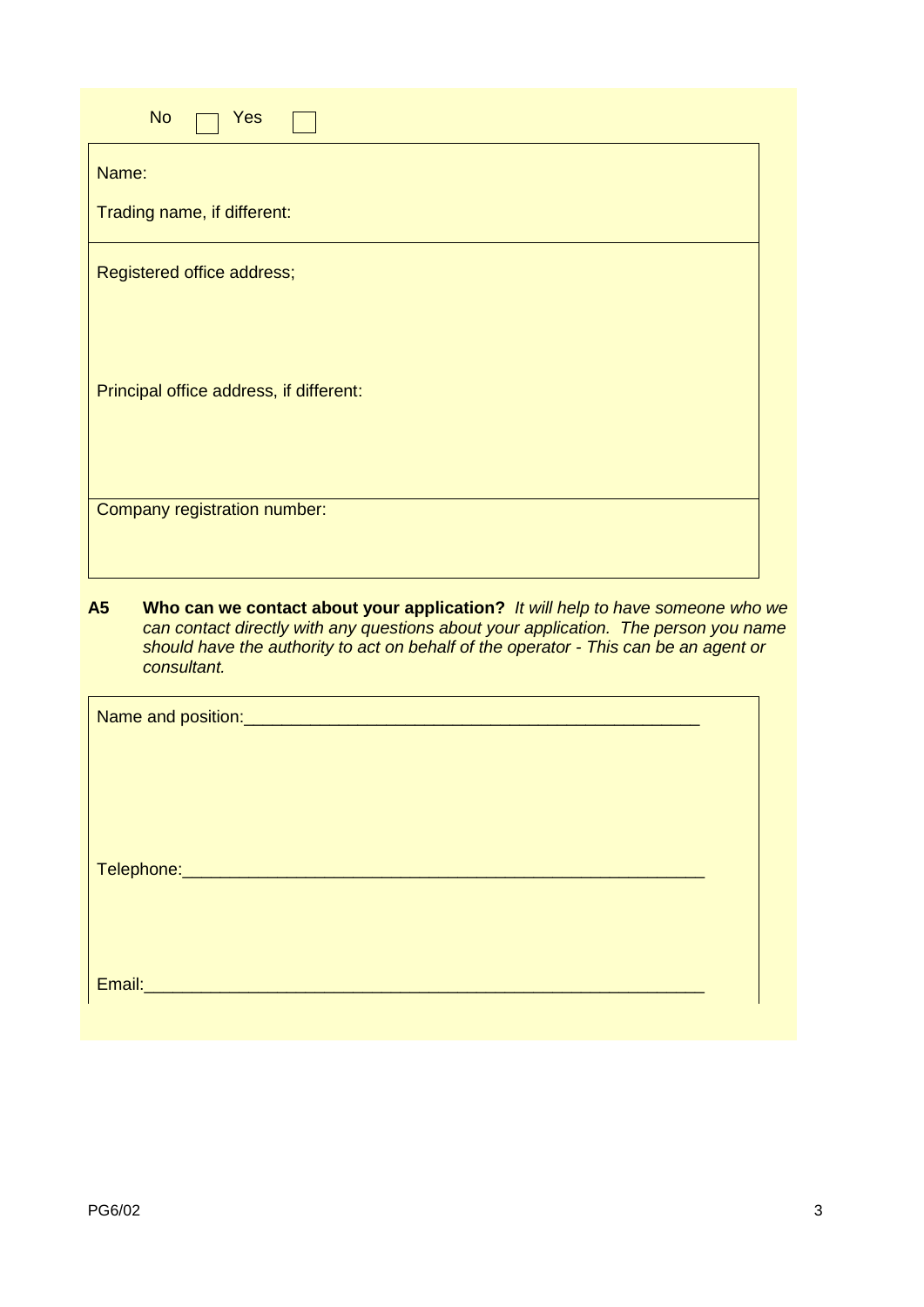No ☐ Yes ☐

Name:

Trading name, if different:

Registered office address;

Principal office address, if different:

Company registration number:

**A5 Who can we contact about your application?** *It will help to have someone who we can contact directly with any questions about your application. The person you name should have the authority to act on behalf of the operator - This can be an agent or consultant.*

Name and position:\_\_\_\_\_\_\_\_\_\_\_\_\_\_\_\_\_\_\_\_\_\_\_\_\_\_\_\_\_\_\_\_\_\_\_\_\_\_\_\_\_\_\_\_\_\_\_\_

Telephone:\_\_\_\_\_\_\_\_\_\_\_\_\_\_\_\_\_\_\_\_\_\_\_\_\_\_\_\_\_\_\_\_\_\_\_\_\_\_\_\_\_\_\_\_\_\_\_\_\_\_\_\_\_\_\_\_

Email:\_\_\_\_\_\_\_\_\_\_\_\_\_\_\_\_\_\_\_\_\_\_\_\_\_\_\_\_\_\_\_\_\_\_\_\_\_\_\_\_\_\_\_\_\_\_\_\_\_\_\_\_\_\_\_\_\_\_\_\_

PG6/02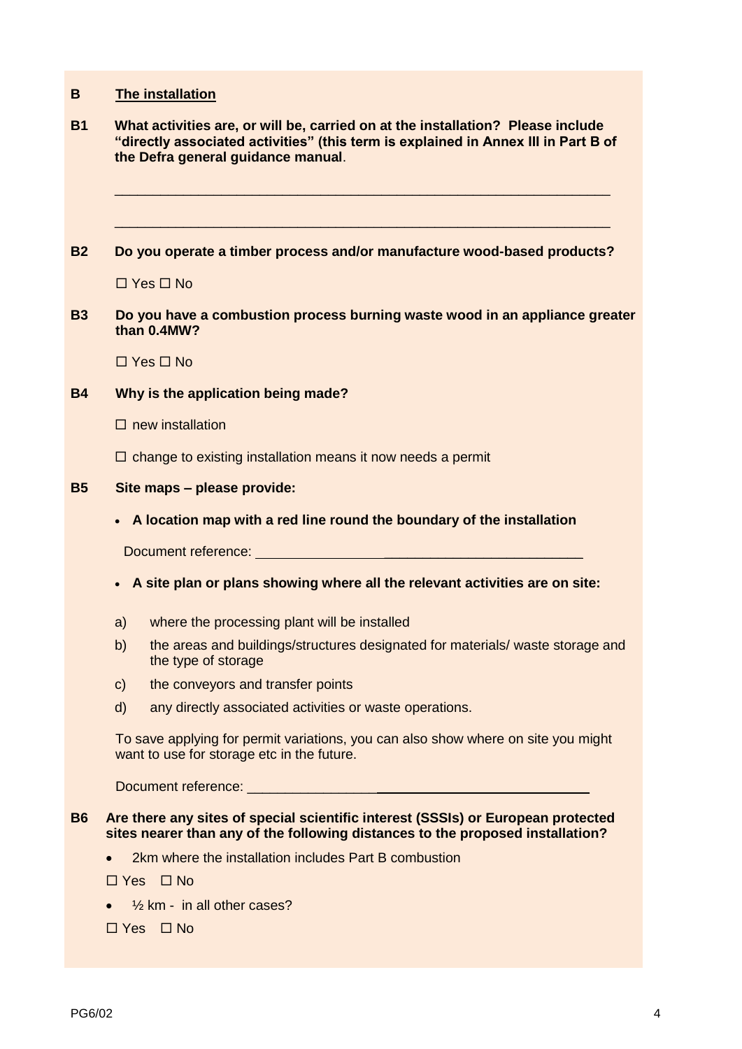**B** **The installation**

**B1** **What activities are, or will be, carried on at the installation? Please include "directly associated activities" (this term is explained in Annex III in Part B of the Defra general guidance manual**.

\_\_\_\_\_\_\_\_\_\_\_\_\_\_\_\_\_\_\_\_\_\_\_\_\_\_\_\_\_\_\_\_\_\_\_\_\_\_\_\_\_\_\_\_\_\_\_\_\_\_\_\_\_\_\_\_\_\_\_\_\_\_

\_\_\_\_\_\_\_\_\_\_\_\_\_\_\_\_\_\_\_\_\_\_\_\_\_\_\_\_\_\_\_\_\_\_\_\_\_\_\_\_\_\_\_\_\_\_\_\_\_\_\_\_\_\_\_\_\_\_\_\_\_\_

**B2** **Do you operate a timber process and/or manufacture wood-based products?**

☐ Yes ☐ No

**B3** **Do you have a combustion process burning waste wood in an appliance greater than 0.4MW?**

☐ Yes ☐ No

**B4** **Why is the application being made?**

☐ new installation

☐ change to existing installation means it now needs a permit

**B5** **Site maps – please provide:**

- **A location map with a red line round the boundary of the installation**

Document reference: \_\_\_\_\_\_\_\_\_\_\_\_\_\_\_\_\_\_\_\_\_\_\_\_\_\_\_\_\_\_\_\_\_\_\_\_\_\_\_\_\_\_

- **A site plan or plans showing where all the relevant activities are on site:**

a) where the processing plant will be installed

b) the areas and buildings/structures designated for materials/ waste storage and the type of storage

c) the conveyors and transfer points

d) any directly associated activities or waste operations.

To save applying for permit variations, you can also show where on site you might want to use for storage etc in the future.

Document reference: \_\_\_\_\_\_\_\_\_\_\_\_\_\_\_\_\_\_\_\_\_\_\_\_\_\_\_\_\_\_\_\_\_\_\_\_\_\_\_\_\_\_\_\_

**B6** **Are there any sites of special scientific interest (SSSIs) or European protected sites nearer than any of the following distances to the proposed installation?**

- 2km where the installation includes Part B combustion

☐ Yes ☐ No

- ½ km - in all other cases?

☐ Yes ☐ No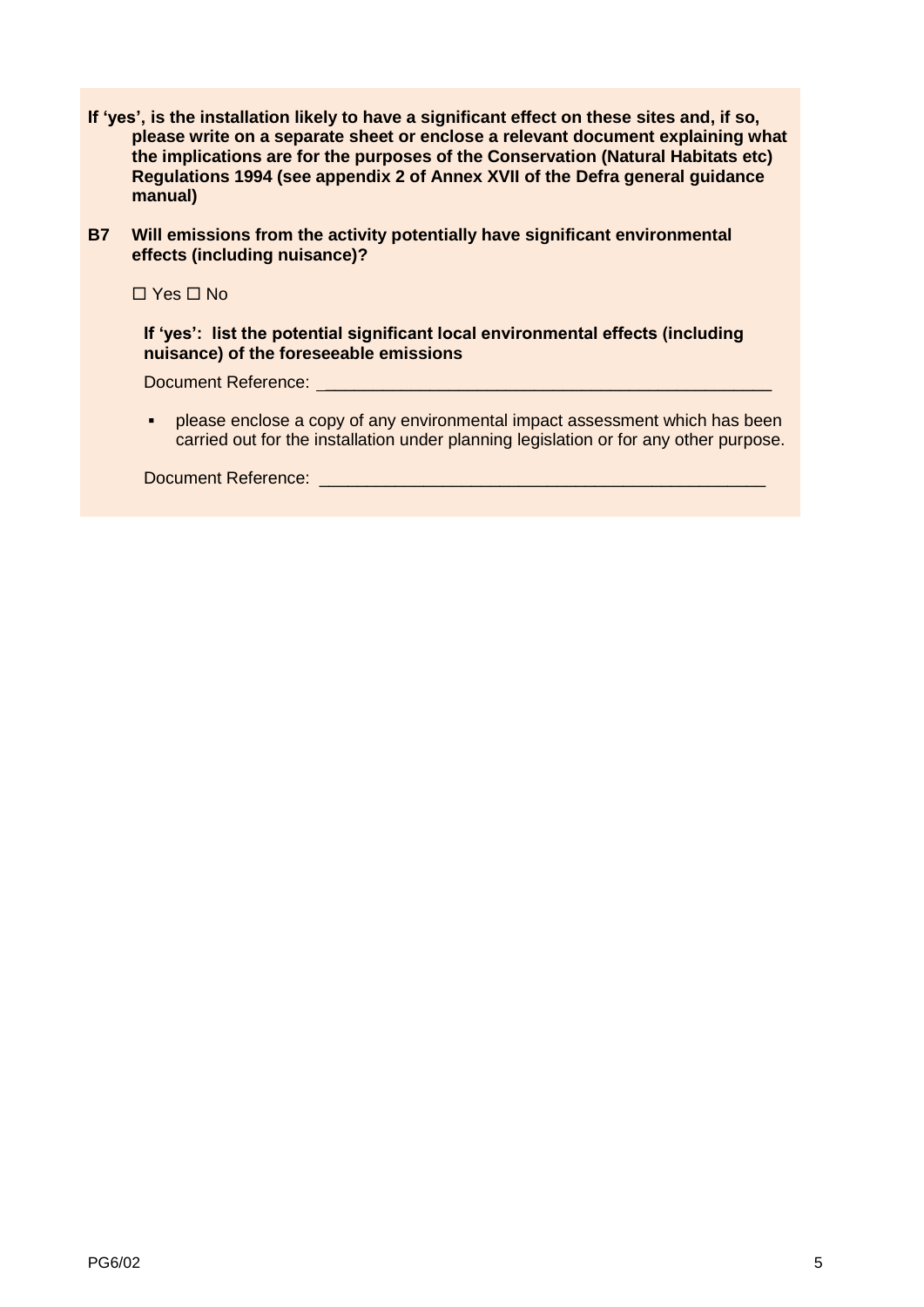**If 'yes', is the installation likely to have a significant effect on these sites and, if so, please write on a separate sheet or enclose a relevant document explaining what the implications are for the purposes of the Conservation (Natural Habitats etc) Regulations 1994 (see appendix 2 of Annex XVII of the Defra general guidance manual)**

**B7 Will emissions from the activity potentially have significant environmental effects (including nuisance)?**

☐ Yes ☐ No

**If 'yes': list the potential significant local environmental effects (including nuisance) of the foreseeable emissions**

Document Reference: ________________________________________________

- please enclose a copy of any environmental impact assessment which has been carried out for the installation under planning legislation or for any other purpose.

Document Reference: ________________________________________________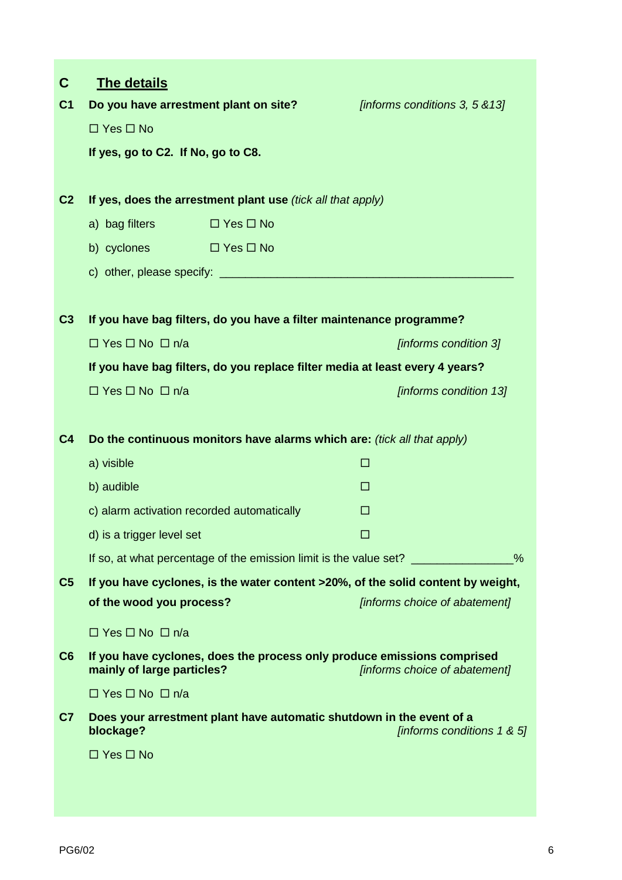## C The details

**C1 Do you have arrestment plant on site?** *[informs conditions 3, 5 &13]*

☐ Yes ☐ No

**If yes, go to C2. If No, go to C8.**

**C2 If yes, does the arrestment plant use** *(tick all that apply)*

a) bag filters ☐ Yes ☐ No

b) cyclones ☐ Yes ☐ No

c) other, please specify: ______________________________________________

**C3 If you have bag filters, do you have a filter maintenance programme?**

☐ Yes ☐ No ☐ n/a *[informs condition 3]*

**If you have bag filters, do you replace filter media at least every 4 years?**

☐ Yes ☐ No ☐ n/a *[informs condition 13]*

**C4 Do the continuous monitors have alarms which are:** *(tick all that apply)*

a) visible ☐

b) audible ☐

c) alarm activation recorded automatically ☐

d) is a trigger level set ☐

If so, at what percentage of the emission limit is the value set? _______________%

**C5 If you have cyclones, is the water content >20%, of the solid content by weight, of the wood you process?** *[informs choice of abatement]*

☐ Yes ☐ No ☐ n/a

**C6 If you have cyclones, does the process only produce emissions comprised mainly of large particles?** *[informs choice of abatement]*

☐ Yes ☐ No ☐ n/a

**C7 Does your arrestment plant have automatic shutdown in the event of a blockage?** *[informs conditions 1 & 5]*

☐ Yes ☐ No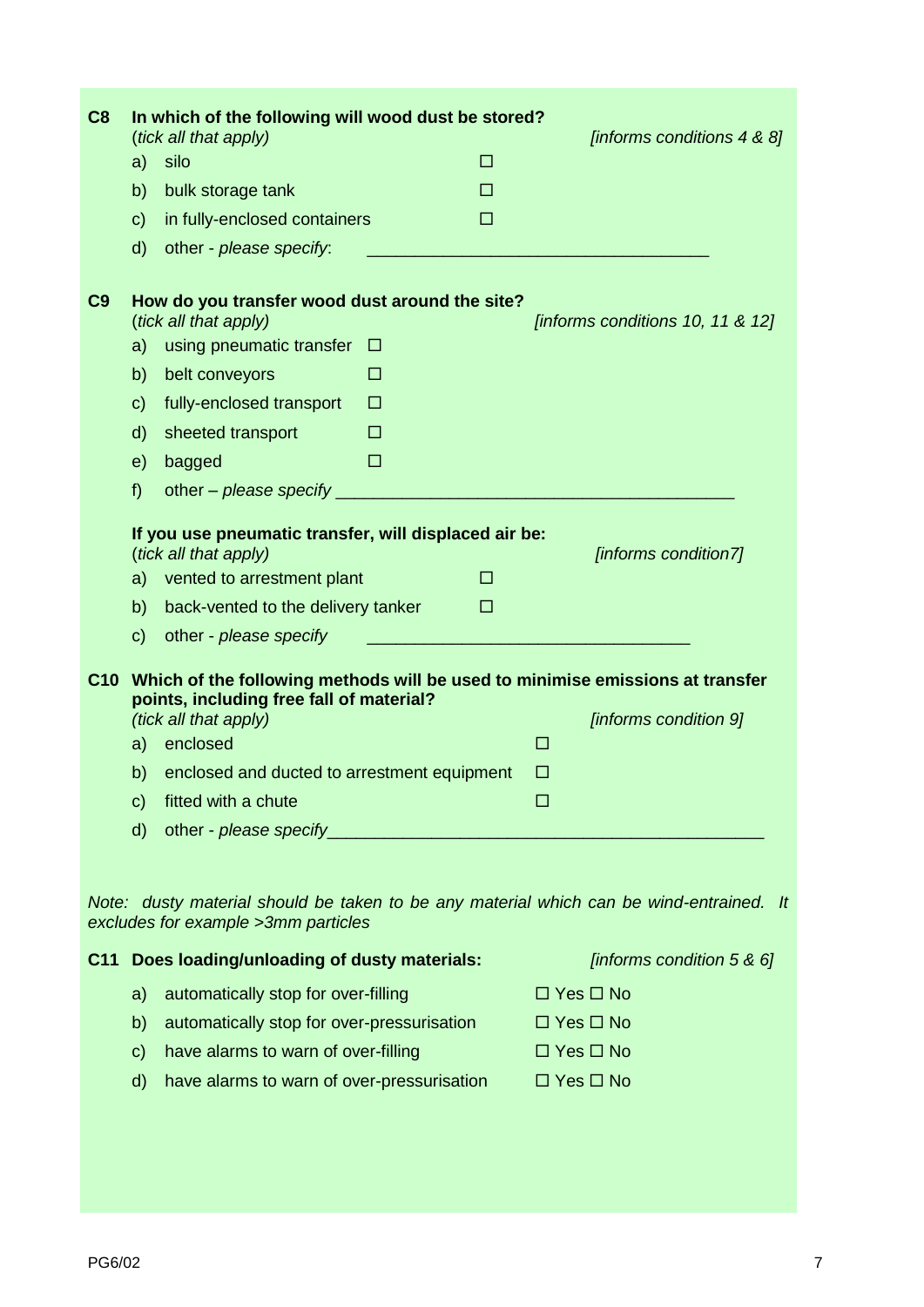**C8 In which of the following will wood dust be stored?**
(*tick all that apply*) *[informs conditions 4 & 8]*

a) silo ☐

b) bulk storage tank ☐

c) in fully-enclosed containers ☐

d) other - *please specify*: ___________________________________

**C9 How do you transfer wood dust around the site?**
(*tick all that apply*) *[informs conditions 10, 11 & 12]*

a) using pneumatic transfer ☐

b) belt conveyors ☐

c) fully-enclosed transport ☐

d) sheeted transport ☐

e) bagged ☐

f) other – *please specify* _______________________________________

**If you use pneumatic transfer, will displaced air be:**
(*tick all that apply*) *[informs condition7]*

a) vented to arrestment plant ☐

b) back-vented to the delivery tanker ☐

c) other - *please specify* ________________________________

**C10 Which of the following methods will be used to minimise emissions at transfer points, including free fall of material?**
*(tick all that apply)* *[informs condition 9]*

a) enclosed ☐

b) enclosed and ducted to arrestment equipment ☐

c) fitted with a chute ☐

d) other - *please specify*_____________________________________________

*Note: dusty material should be taken to be any material which can be wind-entrained. It excludes for example >3mm particles*

**C11 Does loading/unloading of dusty materials:** *[informs condition 5 & 6]*

a) automatically stop for over-filling ☐ Yes ☐ No

b) automatically stop for over-pressurisation ☐ Yes ☐ No

c) have alarms to warn of over-filling ☐ Yes ☐ No

d) have alarms to warn of over-pressurisation ☐ Yes ☐ No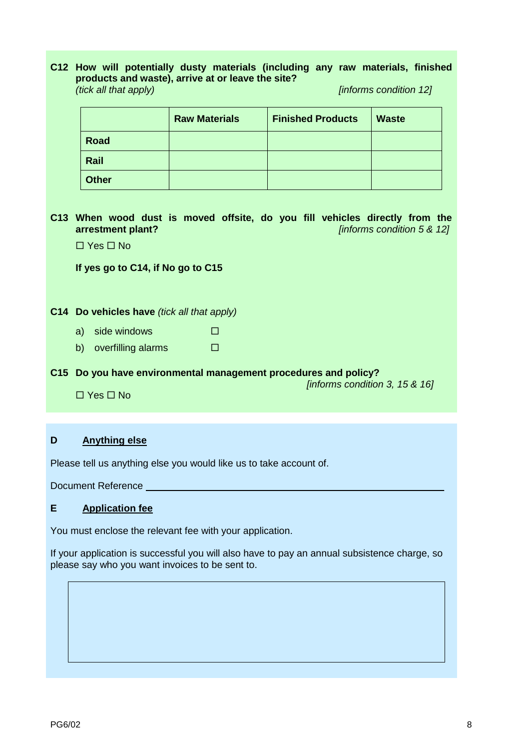**C12 How will potentially dusty materials (including any raw materials, finished products and waste), arrive at or leave the site?**
*(tick all that apply)* *[informs condition 12]*

| | Raw Materials | Finished Products | Waste |
|---|---|---|---|
| **Road** | | | |
| **Rail** | | | |
| **Other** | | | |

**C13 When wood dust is moved offsite, do you fill vehicles directly from the arrestment plant?** *[informs condition 5 & 12]*

☐ Yes ☐ No

**If yes go to C14, if No go to C15**

**C14 Do vehicles have** *(tick all that apply)*

a) side windows ☐

b) overfilling alarms ☐

**C15 Do you have environmental management procedures and policy?** *[informs condition 3, 15 & 16]*

☐ Yes ☐ No

## D Anything else

Please tell us anything else you would like us to take account of.

Document Reference \_\_\_\_\_\_\_\_\_\_\_\_\_\_\_\_\_\_\_\_\_\_\_\_\_\_\_\_\_\_\_\_\_\_\_\_\_\_\_\_\_\_\_\_

## E Application fee

You must enclose the relevant fee with your application.

If your application is successful you will also have to pay an annual subsistence charge, so please say who you want invoices to be sent to.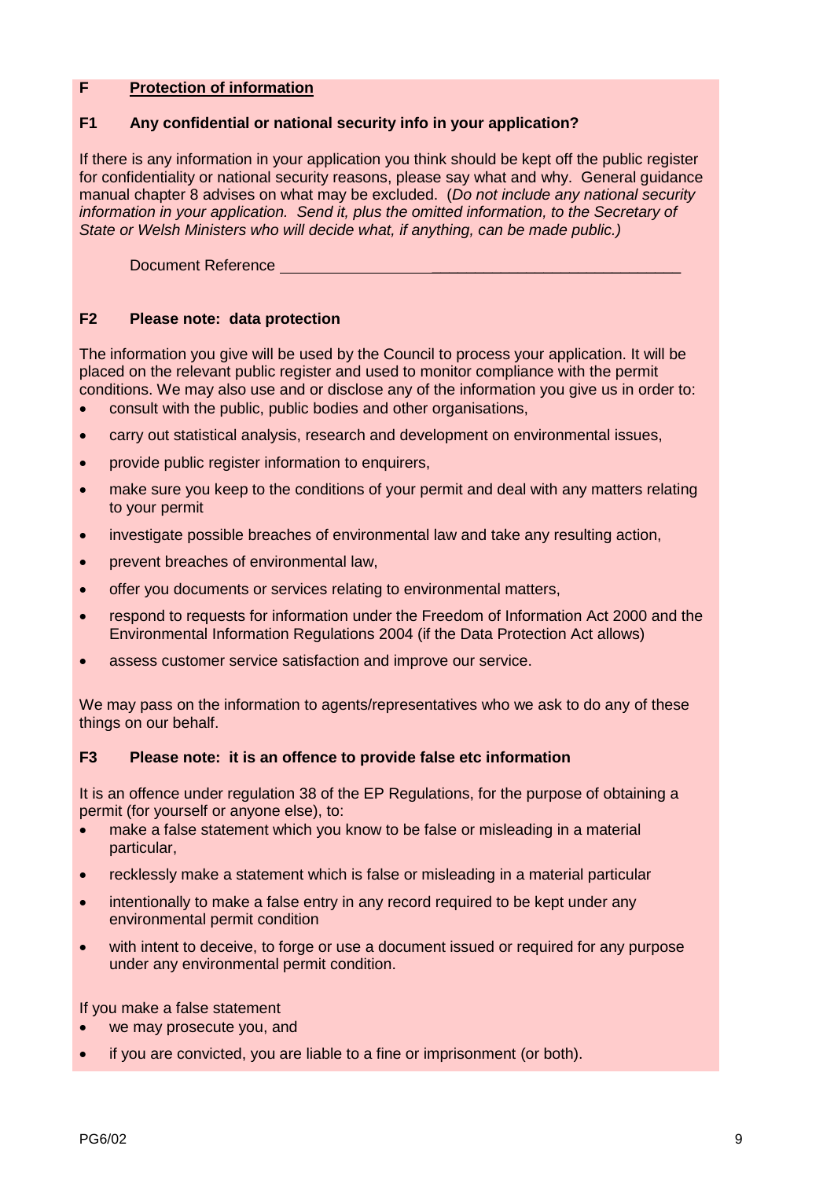## F Protection of information

### F1 Any confidential or national security info in your application?

If there is any information in your application you think should be kept off the public register for confidentiality or national security reasons, please say what and why. General guidance manual chapter 8 advises on what may be excluded. (*Do not include any national security information in your application. Send it, plus the omitted information, to the Secretary of State or Welsh Ministers who will decide what, if anything, can be made public.)*

Document Reference ______________________________________________

### F2 Please note: data protection

The information you give will be used by the Council to process your application. It will be placed on the relevant public register and used to monitor compliance with the permit conditions. We may also use and or disclose any of the information you give us in order to:

- consult with the public, public bodies and other organisations,
- carry out statistical analysis, research and development on environmental issues,
- provide public register information to enquirers,
- make sure you keep to the conditions of your permit and deal with any matters relating to your permit
- investigate possible breaches of environmental law and take any resulting action,
- prevent breaches of environmental law,
- offer you documents or services relating to environmental matters,
- respond to requests for information under the Freedom of Information Act 2000 and the Environmental Information Regulations 2004 (if the Data Protection Act allows)
- assess customer service satisfaction and improve our service.

We may pass on the information to agents/representatives who we ask to do any of these things on our behalf.

### F3 Please note: it is an offence to provide false etc information

It is an offence under regulation 38 of the EP Regulations, for the purpose of obtaining a permit (for yourself or anyone else), to:

- make a false statement which you know to be false or misleading in a material particular,
- recklessly make a statement which is false or misleading in a material particular
- intentionally to make a false entry in any record required to be kept under any environmental permit condition
- with intent to deceive, to forge or use a document issued or required for any purpose under any environmental permit condition.

If you make a false statement

- we may prosecute you, and
- if you are convicted, you are liable to a fine or imprisonment (or both).

PG6/02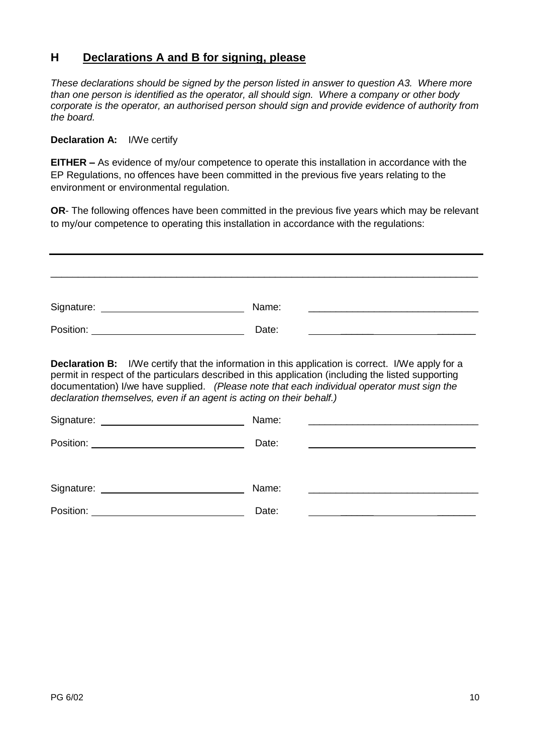## H Declarations A and B for signing, please

*These declarations should be signed by the person listed in answer to question A3. Where more than one person is identified as the operator, all should sign. Where a company or other body corporate is the operator, an authorised person should sign and provide evidence of authority from the board.*

**Declaration A:** I/We certify

**EITHER –** As evidence of my/our competence to operate this installation in accordance with the EP Regulations, no offences have been committed in the previous five years relating to the environment or environmental regulation.

**OR**- The following offences have been committed in the previous five years which may be relevant to my/our competence to operating this installation in accordance with the regulations:

_______________________________________________________________________________

_______________________________________________________________________________

Signature: ______________________ Name: ______________________

Position: ______________________ Date: ______________________

**Declaration B:** I/We certify that the information in this application is correct. I/We apply for a permit in respect of the particulars described in this application (including the listed supporting documentation) I/we have supplied. *(Please note that each individual operator must sign the declaration themselves, even if an agent is acting on their behalf.)*

Signature: ______________________ Name: ______________________

Position: ______________________ Date: ______________________

Signature: ______________________ Name: ______________________

Position: ______________________ Date: ______________________

PG 6/02